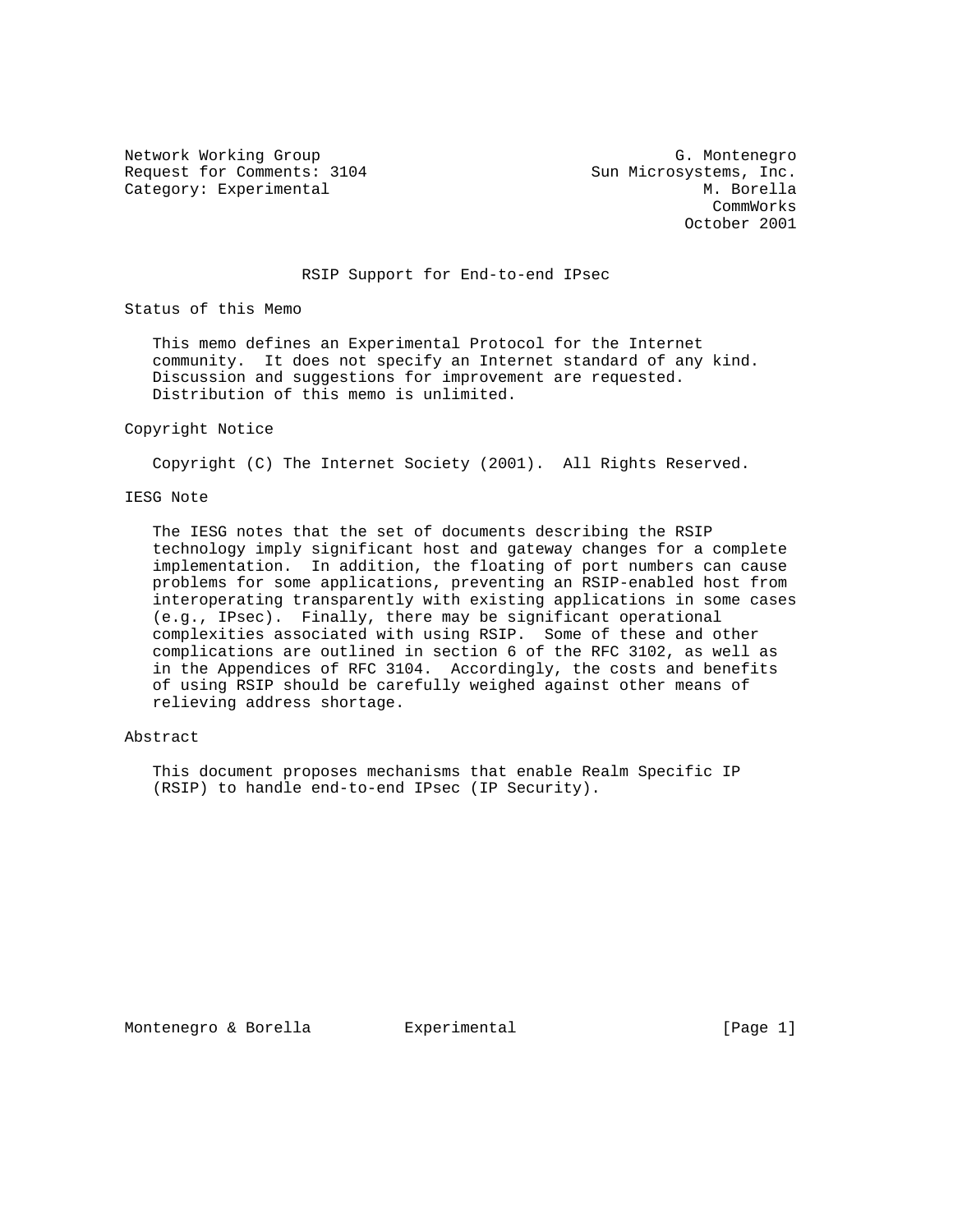Network Working Group                                      G. Montenegro
Request for Comments: 3104                      Sun Microsystems, Inc.
Category: Experimental                                        M. Borella
                                                               CommWorks
                                                            October 2001

# RSIP Support for End-to-end IPsec

## Status of this Memo

This memo defines an Experimental Protocol for the Internet community. It does not specify an Internet standard of any kind. Discussion and suggestions for improvement are requested. Distribution of this memo is unlimited.

## Copyright Notice

Copyright (C) The Internet Society (2001). All Rights Reserved.

## IESG Note

The IESG notes that the set of documents describing the RSIP technology imply significant host and gateway changes for a complete implementation. In addition, the floating of port numbers can cause problems for some applications, preventing an RSIP-enabled host from interoperating transparently with existing applications in some cases (e.g., IPsec). Finally, there may be significant operational complexities associated with using RSIP. Some of these and other complications are outlined in section 6 of the RFC 3102, as well as in the Appendices of RFC 3104. Accordingly, the costs and benefits of using RSIP should be carefully weighed against other means of relieving address shortage.

## Abstract

This document proposes mechanisms that enable Realm Specific IP (RSIP) to handle end-to-end IPsec (IP Security).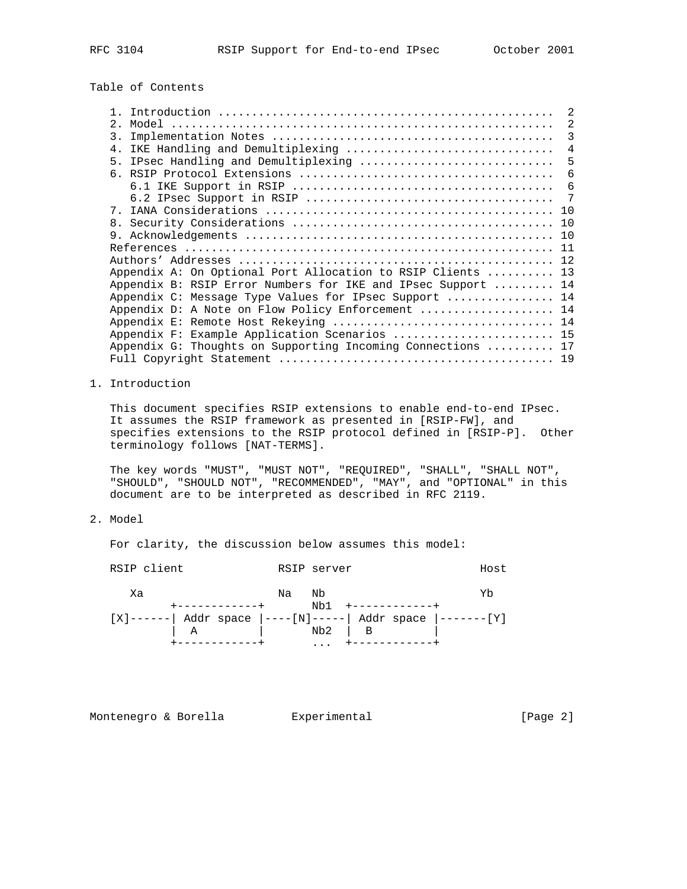## Table of Contents

```
   1. Introduction .................................................  2
   2. Model ........................................................  2
   3. Implementation Notes .........................................  3
   4. IKE Handling and Demultiplexing ..............................  4
   5. IPsec Handling and Demultiplexing ............................  5
   6. RSIP Protocol Extensions .....................................  6
      6.1 IKE Support in RSIP ......................................  6
      6.2 IPsec Support in RSIP ....................................  7
   7. IANA Considerations .......................................... 10
   8. Security Considerations ...................................... 10
   9. Acknowledgements ............................................. 10
   References ...................................................... 11
   Authors' Addresses .............................................. 12
   Appendix A: On Optional Port Allocation to RSIP Clients .......... 13
   Appendix B: RSIP Error Numbers for IKE and IPsec Support ......... 14
   Appendix C: Message Type Values for IPsec Support ................ 14
   Appendix D: A Note on Flow Policy Enforcement .................... 14
   Appendix E: Remote Host Rekeying ................................. 14
   Appendix F: Example Application Scenarios ........................ 15
   Appendix G: Thoughts on Supporting Incoming Connections .......... 17
   Full Copyright Statement ......................................... 19
```

## 1. Introduction

This document specifies RSIP extensions to enable end-to-end IPsec. It assumes the RSIP framework as presented in [RSIP-FW], and specifies extensions to the RSIP protocol defined in [RSIP-P]. Other terminology follows [NAT-TERMS].

The key words "MUST", "MUST NOT", "REQUIRED", "SHALL", "SHALL NOT", "SHOULD", "SHOULD NOT", "RECOMMENDED", "MAY", and "OPTIONAL" in this document are to be interpreted as described in RFC 2119.

## 2. Model

For clarity, the discussion below assumes this model:

```
RSIP client             RSIP server                  Host

   Xa                   Na   Nb                       Yb
        +------------+       Nb1  +------------+
[X]------| Addr space |----[N]-----| Addr space |-------[Y]
        |  A         |       Nb2  |  B         |
        +------------+       ...  +------------+
```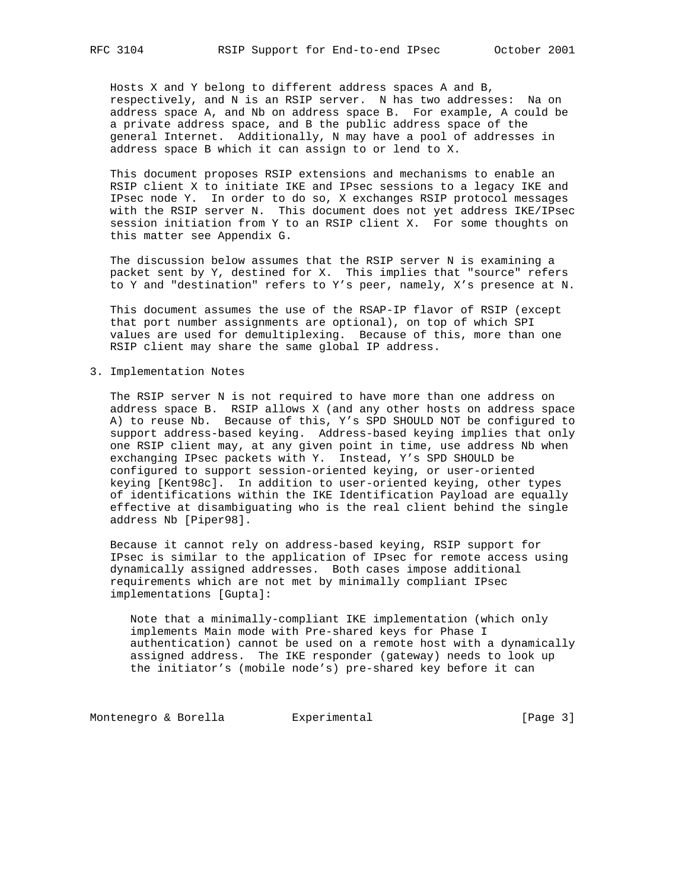Hosts X and Y belong to different address spaces A and B, respectively, and N is an RSIP server. N has two addresses: Na on address space A, and Nb on address space B. For example, A could be a private address space, and B the public address space of the general Internet. Additionally, N may have a pool of addresses in address space B which it can assign to or lend to X.

This document proposes RSIP extensions and mechanisms to enable an RSIP client X to initiate IKE and IPsec sessions to a legacy IKE and IPsec node Y. In order to do so, X exchanges RSIP protocol messages with the RSIP server N. This document does not yet address IKE/IPsec session initiation from Y to an RSIP client X. For some thoughts on this matter see Appendix G.

The discussion below assumes that the RSIP server N is examining a packet sent by Y, destined for X. This implies that "source" refers to Y and "destination" refers to Y's peer, namely, X's presence at N.

This document assumes the use of the RSAP-IP flavor of RSIP (except that port number assignments are optional), on top of which SPI values are used for demultiplexing. Because of this, more than one RSIP client may share the same global IP address.

## 3. Implementation Notes

The RSIP server N is not required to have more than one address on address space B. RSIP allows X (and any other hosts on address space A) to reuse Nb. Because of this, Y's SPD SHOULD NOT be configured to support address-based keying. Address-based keying implies that only one RSIP client may, at any given point in time, use address Nb when exchanging IPsec packets with Y. Instead, Y's SPD SHOULD be configured to support session-oriented keying, or user-oriented keying [Kent98c]. In addition to user-oriented keying, other types of identifications within the IKE Identification Payload are equally effective at disambiguating who is the real client behind the single address Nb [Piper98].

Because it cannot rely on address-based keying, RSIP support for IPsec is similar to the application of IPsec for remote access using dynamically assigned addresses. Both cases impose additional requirements which are not met by minimally compliant IPsec implementations [Gupta]:

> Note that a minimally-compliant IKE implementation (which only implements Main mode with Pre-shared keys for Phase I authentication) cannot be used on a remote host with a dynamically assigned address. The IKE responder (gateway) needs to look up the initiator's (mobile node's) pre-shared key before it can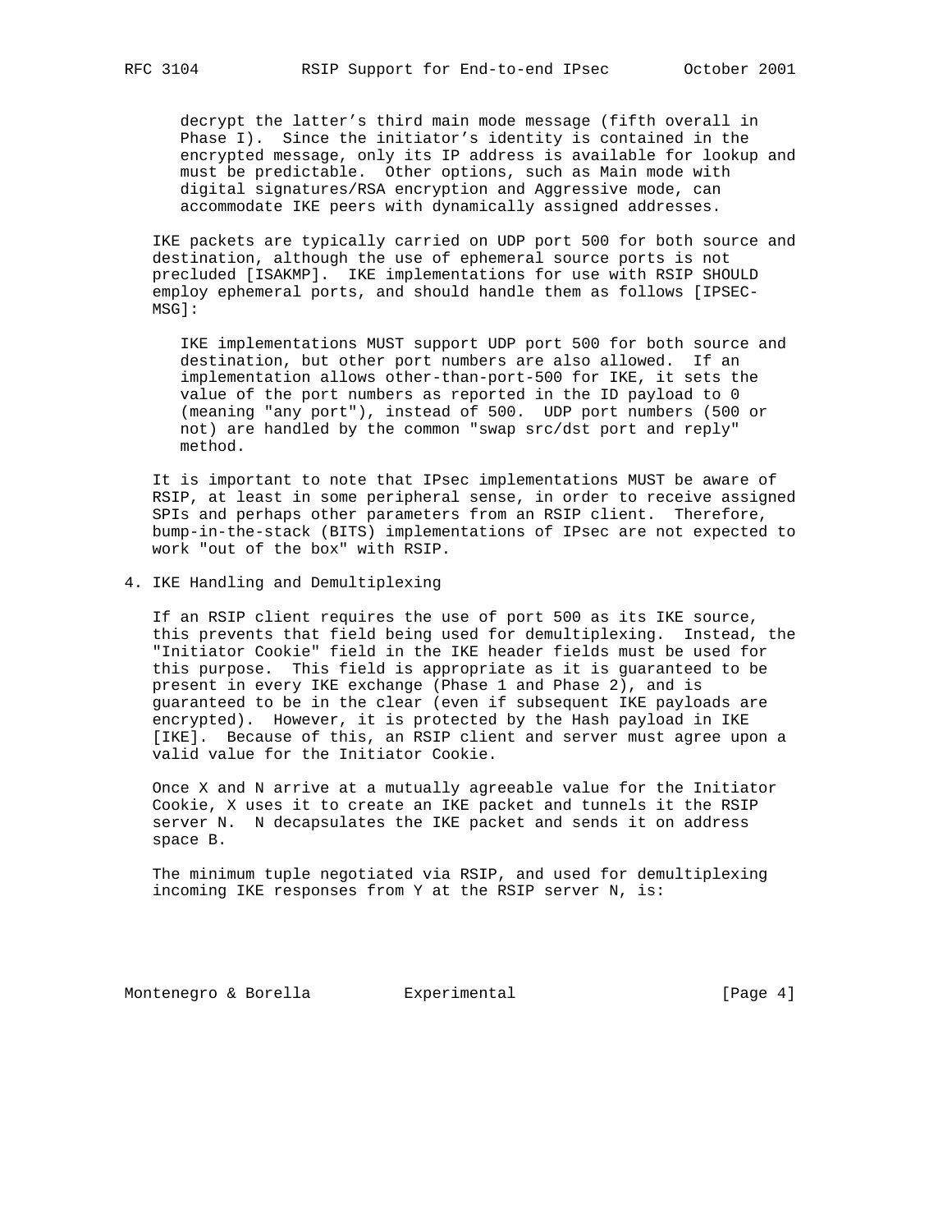decrypt the latter’s third main mode message (fifth overall in Phase I). Since the initiator’s identity is contained in the encrypted message, only its IP address is available for lookup and must be predictable. Other options, such as Main mode with digital signatures/RSA encryption and Aggressive mode, can accommodate IKE peers with dynamically assigned addresses.

IKE packets are typically carried on UDP port 500 for both source and destination, although the use of ephemeral source ports is not precluded [ISAKMP]. IKE implementations for use with RSIP SHOULD employ ephemeral ports, and should handle them as follows [IPSEC-MSG]:

> IKE implementations MUST support UDP port 500 for both source and destination, but other port numbers are also allowed. If an implementation allows other-than-port-500 for IKE, it sets the value of the port numbers as reported in the ID payload to 0 (meaning "any port"), instead of 500. UDP port numbers (500 or not) are handled by the common "swap src/dst port and reply" method.

It is important to note that IPsec implementations MUST be aware of RSIP, at least in some peripheral sense, in order to receive assigned SPIs and perhaps other parameters from an RSIP client. Therefore, bump-in-the-stack (BITS) implementations of IPsec are not expected to work "out of the box" with RSIP.

## 4. IKE Handling and Demultiplexing

If an RSIP client requires the use of port 500 as its IKE source, this prevents that field being used for demultiplexing. Instead, the "Initiator Cookie" field in the IKE header fields must be used for this purpose. This field is appropriate as it is guaranteed to be present in every IKE exchange (Phase 1 and Phase 2), and is guaranteed to be in the clear (even if subsequent IKE payloads are encrypted). However, it is protected by the Hash payload in IKE [IKE]. Because of this, an RSIP client and server must agree upon a valid value for the Initiator Cookie.

Once X and N arrive at a mutually agreeable value for the Initiator Cookie, X uses it to create an IKE packet and tunnels it the RSIP server N. N decapsulates the IKE packet and sends it on address space B.

The minimum tuple negotiated via RSIP, and used for demultiplexing incoming IKE responses from Y at the RSIP server N, is: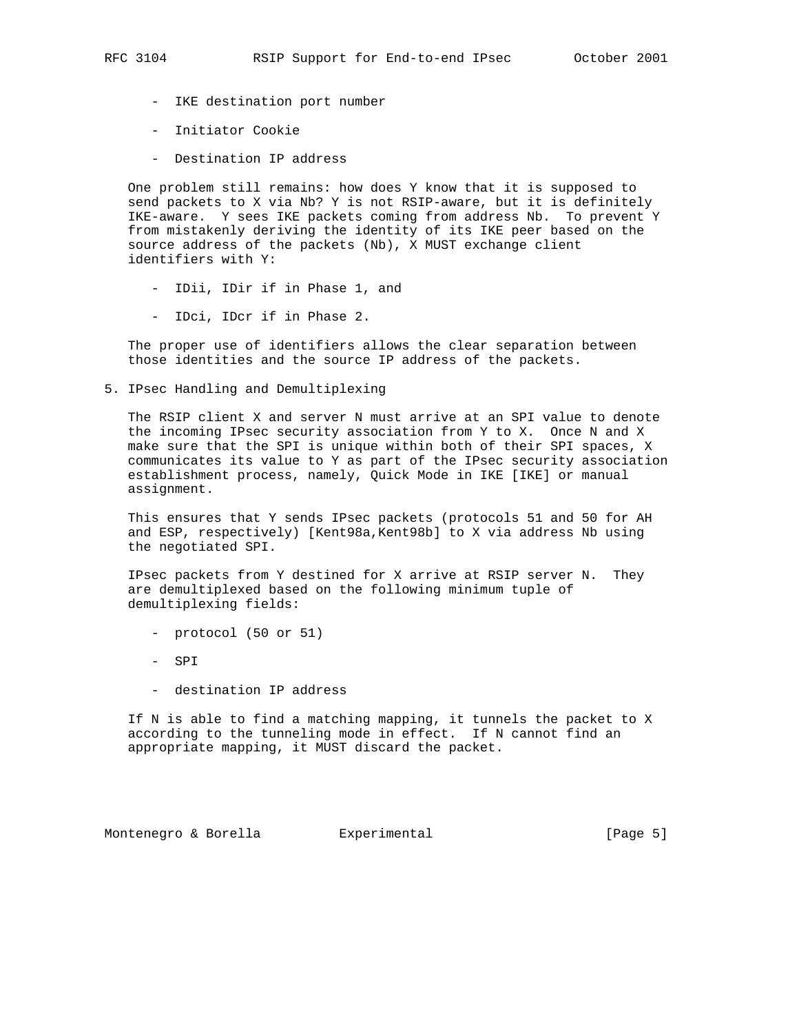- IKE destination port number

- Initiator Cookie

- Destination IP address

One problem still remains: how does Y know that it is supposed to send packets to X via Nb? Y is not RSIP-aware, but it is definitely IKE-aware. Y sees IKE packets coming from address Nb. To prevent Y from mistakenly deriving the identity of its IKE peer based on the source address of the packets (Nb), X MUST exchange client identifiers with Y:

- IDii, IDir if in Phase 1, and

- IDci, IDcr if in Phase 2.

The proper use of identifiers allows the clear separation between those identities and the source IP address of the packets.

## 5. IPsec Handling and Demultiplexing

The RSIP client X and server N must arrive at an SPI value to denote the incoming IPsec security association from Y to X. Once N and X make sure that the SPI is unique within both of their SPI spaces, X communicates its value to Y as part of the IPsec security association establishment process, namely, Quick Mode in IKE [IKE] or manual assignment.

This ensures that Y sends IPsec packets (protocols 51 and 50 for AH and ESP, respectively) [Kent98a,Kent98b] to X via address Nb using the negotiated SPI.

IPsec packets from Y destined for X arrive at RSIP server N. They are demultiplexed based on the following minimum tuple of demultiplexing fields:

- protocol (50 or 51)

- SPI

- destination IP address

If N is able to find a matching mapping, it tunnels the packet to X according to the tunneling mode in effect. If N cannot find an appropriate mapping, it MUST discard the packet.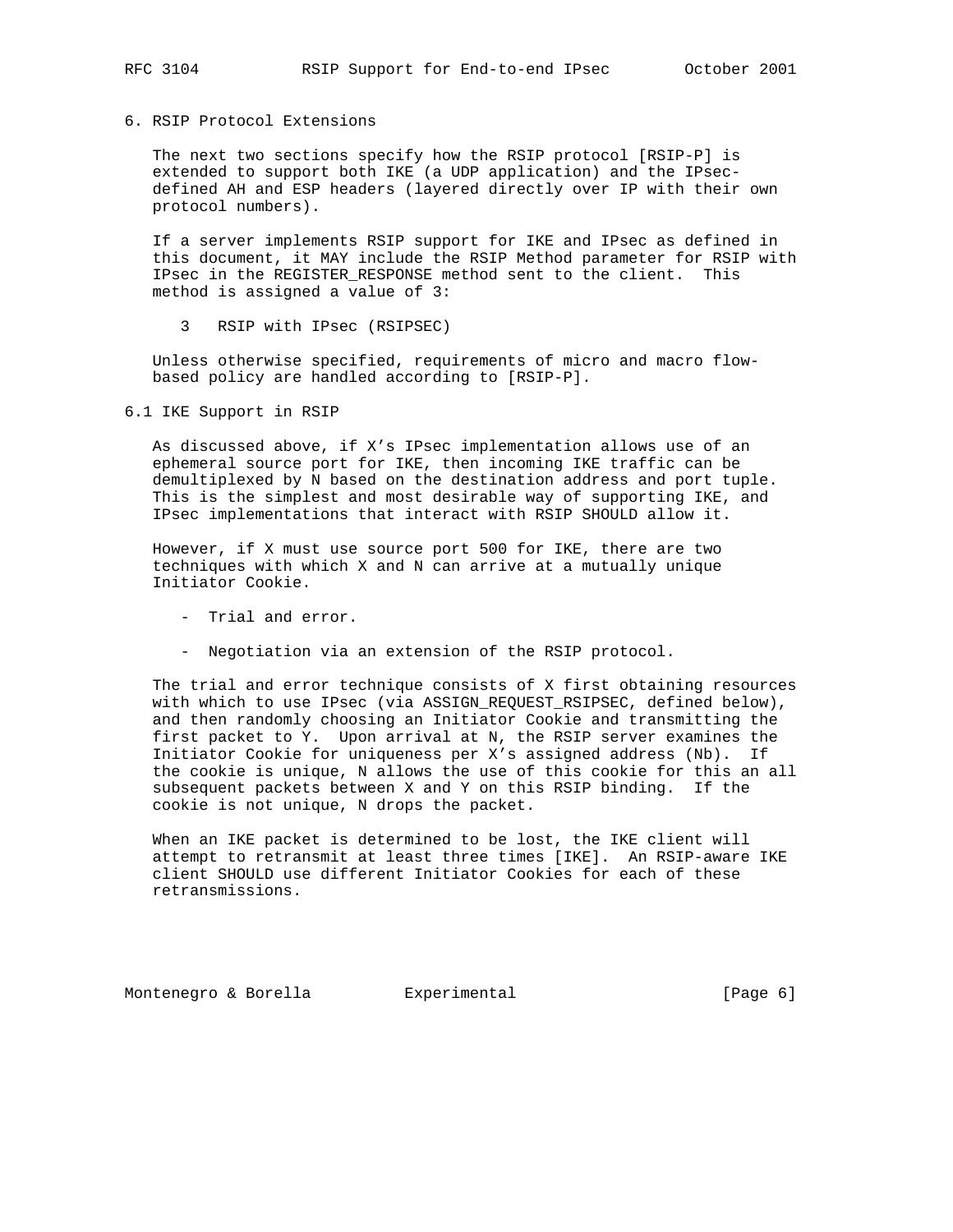## 6. RSIP Protocol Extensions

The next two sections specify how the RSIP protocol [RSIP-P] is extended to support both IKE (a UDP application) and the IPsec-defined AH and ESP headers (layered directly over IP with their own protocol numbers).

If a server implements RSIP support for IKE and IPsec as defined in this document, it MAY include the RSIP Method parameter for RSIP with IPsec in the REGISTER_RESPONSE method sent to the client. This method is assigned a value of 3:

3 RSIP with IPsec (RSIPSEC)

Unless otherwise specified, requirements of micro and macro flow-based policy are handled according to [RSIP-P].

### 6.1 IKE Support in RSIP

As discussed above, if X's IPsec implementation allows use of an ephemeral source port for IKE, then incoming IKE traffic can be demultiplexed by N based on the destination address and port tuple. This is the simplest and most desirable way of supporting IKE, and IPsec implementations that interact with RSIP SHOULD allow it.

However, if X must use source port 500 for IKE, there are two techniques with which X and N can arrive at a mutually unique Initiator Cookie.

- Trial and error.
- Negotiation via an extension of the RSIP protocol.

The trial and error technique consists of X first obtaining resources with which to use IPsec (via ASSIGN_REQUEST_RSIPSEC, defined below), and then randomly choosing an Initiator Cookie and transmitting the first packet to Y. Upon arrival at N, the RSIP server examines the Initiator Cookie for uniqueness per X's assigned address (Nb). If the cookie is unique, N allows the use of this cookie for this an all subsequent packets between X and Y on this RSIP binding. If the cookie is not unique, N drops the packet.

When an IKE packet is determined to be lost, the IKE client will attempt to retransmit at least three times [IKE]. An RSIP-aware IKE client SHOULD use different Initiator Cookies for each of these retransmissions.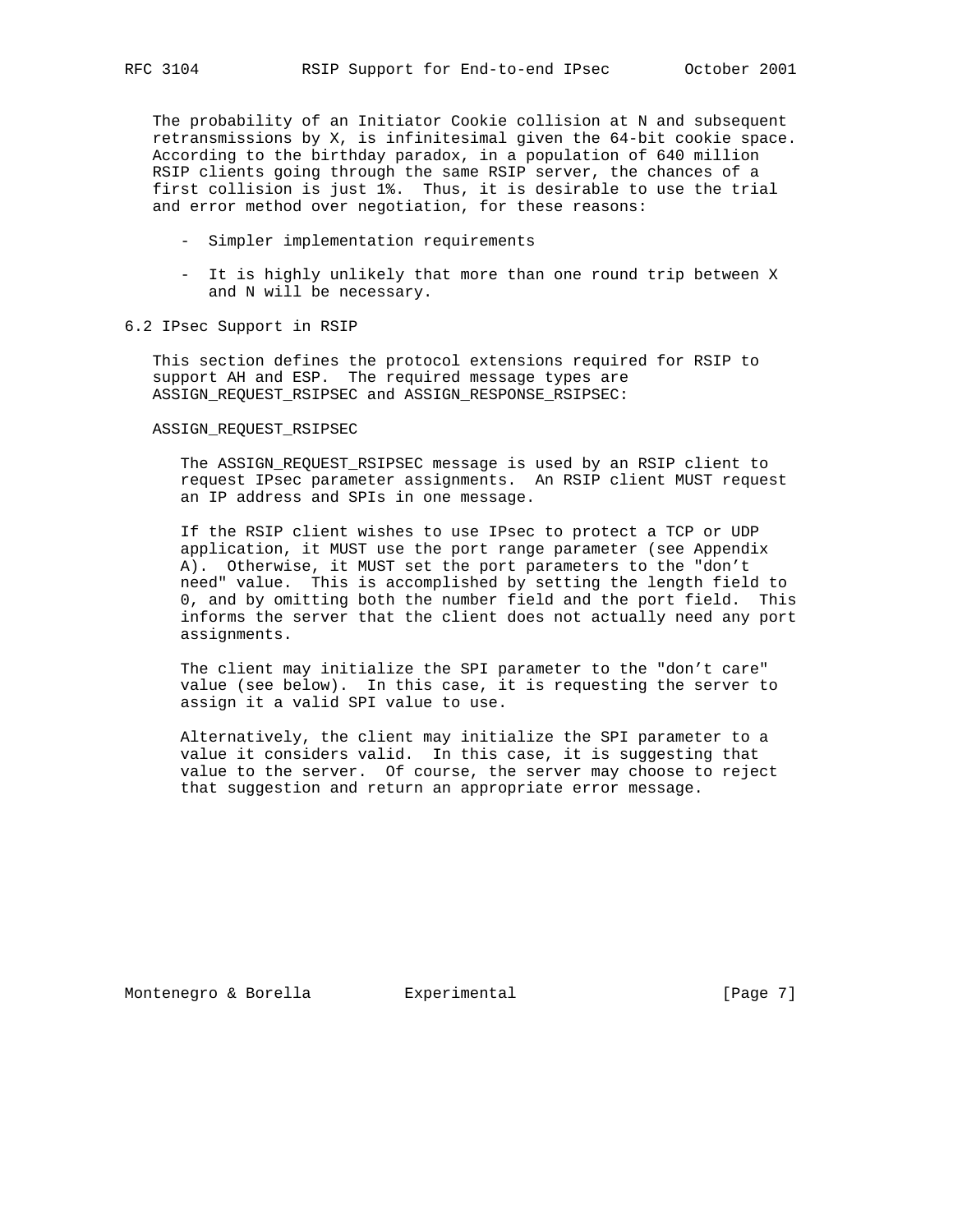The probability of an Initiator Cookie collision at N and subsequent retransmissions by X, is infinitesimal given the 64-bit cookie space. According to the birthday paradox, in a population of 640 million RSIP clients going through the same RSIP server, the chances of a first collision is just 1%. Thus, it is desirable to use the trial and error method over negotiation, for these reasons:

- Simpler implementation requirements
- It is highly unlikely that more than one round trip between X and N will be necessary.

## 6.2 IPsec Support in RSIP

This section defines the protocol extensions required for RSIP to support AH and ESP. The required message types are ASSIGN_REQUEST_RSIPSEC and ASSIGN_RESPONSE_RSIPSEC:

ASSIGN_REQUEST_RSIPSEC

The ASSIGN_REQUEST_RSIPSEC message is used by an RSIP client to request IPsec parameter assignments. An RSIP client MUST request an IP address and SPIs in one message.

If the RSIP client wishes to use IPsec to protect a TCP or UDP application, it MUST use the port range parameter (see Appendix A). Otherwise, it MUST set the port parameters to the "don't need" value. This is accomplished by setting the length field to 0, and by omitting both the number field and the port field. This informs the server that the client does not actually need any port assignments.

The client may initialize the SPI parameter to the "don't care" value (see below). In this case, it is requesting the server to assign it a valid SPI value to use.

Alternatively, the client may initialize the SPI parameter to a value it considers valid. In this case, it is suggesting that value to the server. Of course, the server may choose to reject that suggestion and return an appropriate error message.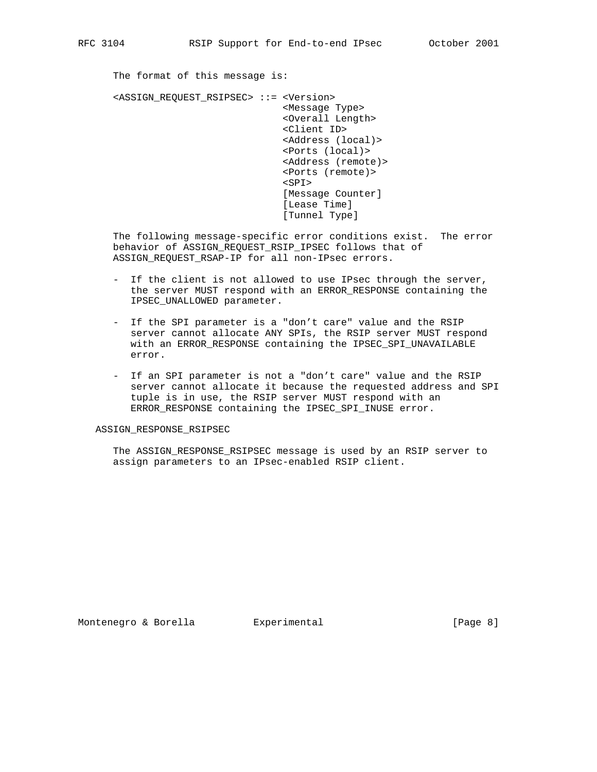The format of this message is:

```
<ASSIGN_REQUEST_RSIPSEC> ::= <Version>
                             <Message Type>
                             <Overall Length>
                             <Client ID>
                             <Address (local)>
                             <Ports (local)>
                             <Address (remote)>
                             <Ports (remote)>
                             <SPI>
                             [Message Counter]
                             [Lease Time]
                             [Tunnel Type]
```

The following message-specific error conditions exist. The error behavior of ASSIGN_REQUEST_RSIP_IPSEC follows that of ASSIGN_REQUEST_RSAP-IP for all non-IPsec errors.

- If the client is not allowed to use IPsec through the server, the server MUST respond with an ERROR_RESPONSE containing the IPSEC_UNALLOWED parameter.
- If the SPI parameter is a "don't care" value and the RSIP server cannot allocate ANY SPIs, the RSIP server MUST respond with an ERROR_RESPONSE containing the IPSEC_SPI_UNAVAILABLE error.
- If an SPI parameter is not a "don't care" value and the RSIP server cannot allocate it because the requested address and SPI tuple is in use, the RSIP server MUST respond with an ERROR_RESPONSE containing the IPSEC_SPI_INUSE error.

ASSIGN_RESPONSE_RSIPSEC

The ASSIGN_RESPONSE_RSIPSEC message is used by an RSIP server to assign parameters to an IPsec-enabled RSIP client.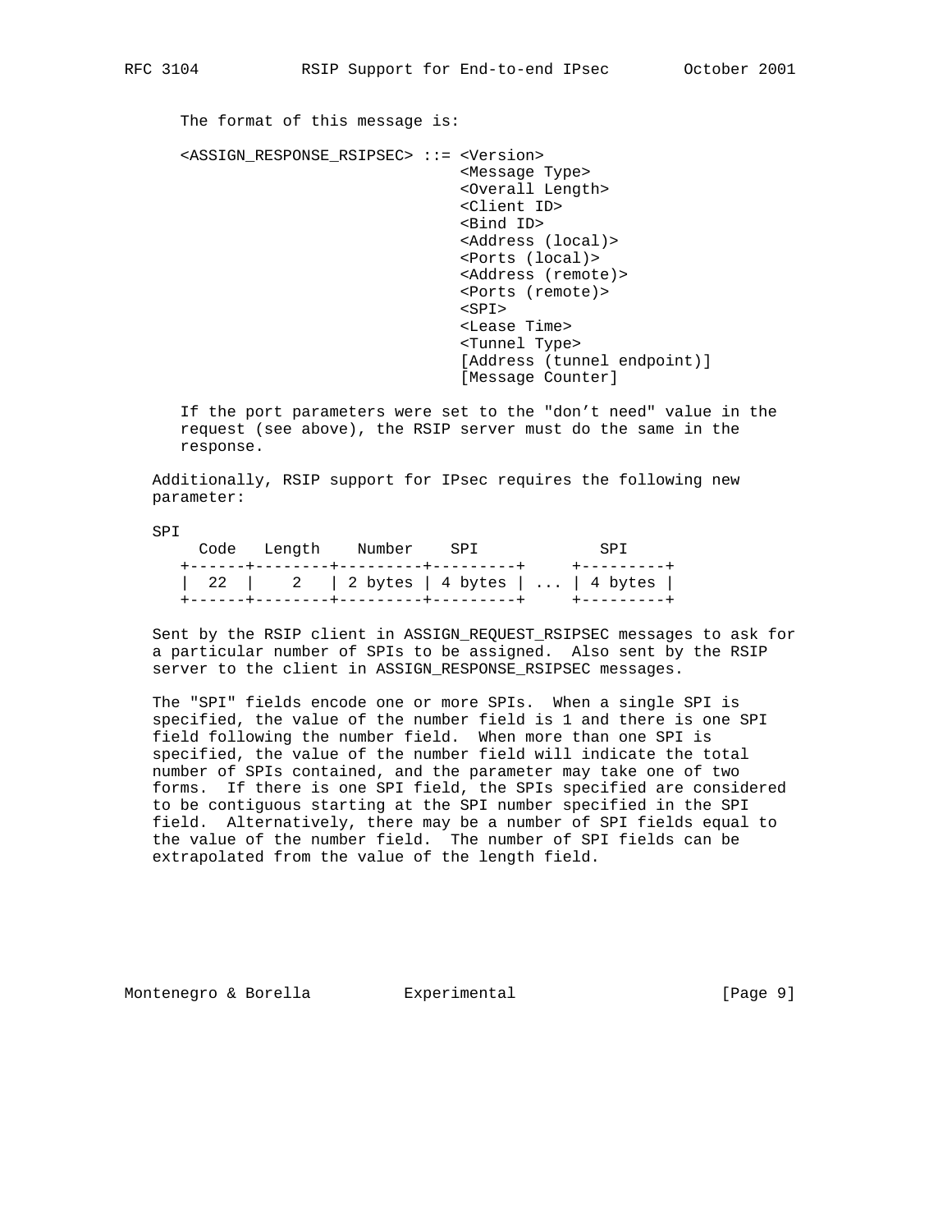The format of this message is:

```
<ASSIGN_RESPONSE_RSIPSEC> ::= <Version>
                              <Message Type>
                              <Overall Length>
                              <Client ID>
                              <Bind ID>
                              <Address (local)>
                              <Ports (local)>
                              <Address (remote)>
                              <Ports (remote)>
                              <SPI>
                              <Lease Time>
                              <Tunnel Type>
                              [Address (tunnel endpoint)]
                              [Message Counter]
```

If the port parameters were set to the "don't need" value in the request (see above), the RSIP server must do the same in the response.

Additionally, RSIP support for IPsec requires the following new parameter:

SPI

```
   Code   Length    Number    SPI            SPI
+------+--------+---------+---------+     +---------+
|  22  |    2   | 2 bytes | 4 bytes | ... | 4 bytes |
+------+--------+---------+---------+     +---------+
```

Sent by the RSIP client in ASSIGN_REQUEST_RSIPSEC messages to ask for a particular number of SPIs to be assigned. Also sent by the RSIP server to the client in ASSIGN_RESPONSE_RSIPSEC messages.

The "SPI" fields encode one or more SPIs. When a single SPI is specified, the value of the number field is 1 and there is one SPI field following the number field. When more than one SPI is specified, the value of the number field will indicate the total number of SPIs contained, and the parameter may take one of two forms. If there is one SPI field, the SPIs specified are considered to be contiguous starting at the SPI number specified in the SPI field. Alternatively, there may be a number of SPI fields equal to the value of the number field. The number of SPI fields can be extrapolated from the value of the length field.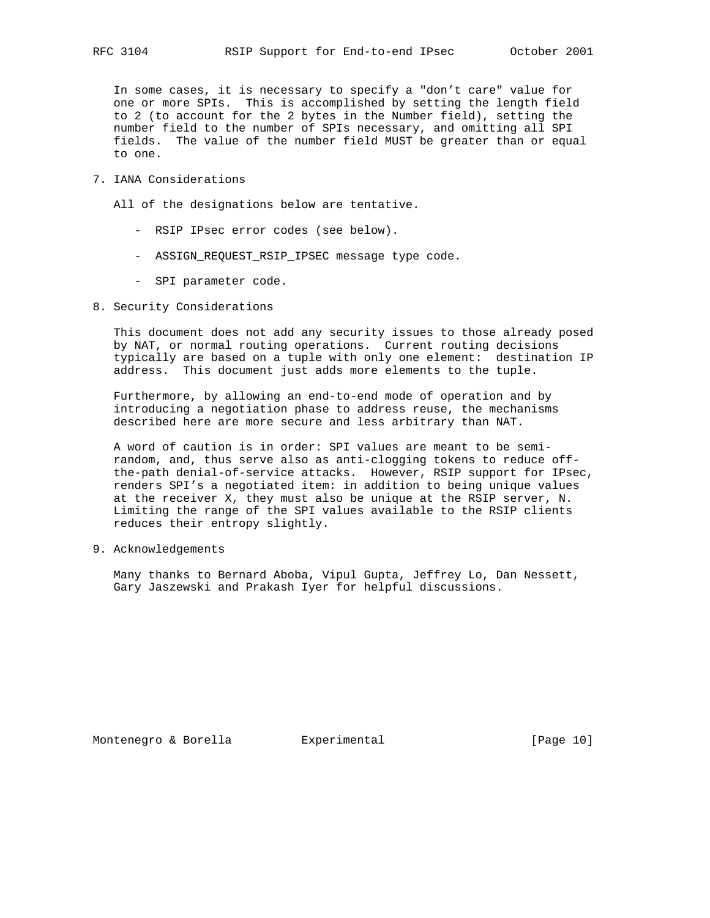In some cases, it is necessary to specify a "don't care" value for one or more SPIs. This is accomplished by setting the length field to 2 (to account for the 2 bytes in the Number field), setting the number field to the number of SPIs necessary, and omitting all SPI fields. The value of the number field MUST be greater than or equal to one.

## 7. IANA Considerations

All of the designations below are tentative.

- RSIP IPsec error codes (see below).
- ASSIGN_REQUEST_RSIP_IPSEC message type code.
- SPI parameter code.

## 8. Security Considerations

This document does not add any security issues to those already posed by NAT, or normal routing operations. Current routing decisions typically are based on a tuple with only one element: destination IP address. This document just adds more elements to the tuple.

Furthermore, by allowing an end-to-end mode of operation and by introducing a negotiation phase to address reuse, the mechanisms described here are more secure and less arbitrary than NAT.

A word of caution is in order: SPI values are meant to be semi-random, and, thus serve also as anti-clogging tokens to reduce off-the-path denial-of-service attacks. However, RSIP support for IPsec, renders SPI's a negotiated item: in addition to being unique values at the receiver X, they must also be unique at the RSIP server, N. Limiting the range of the SPI values available to the RSIP clients reduces their entropy slightly.

## 9. Acknowledgements

Many thanks to Bernard Aboba, Vipul Gupta, Jeffrey Lo, Dan Nessett, Gary Jaszewski and Prakash Iyer for helpful discussions.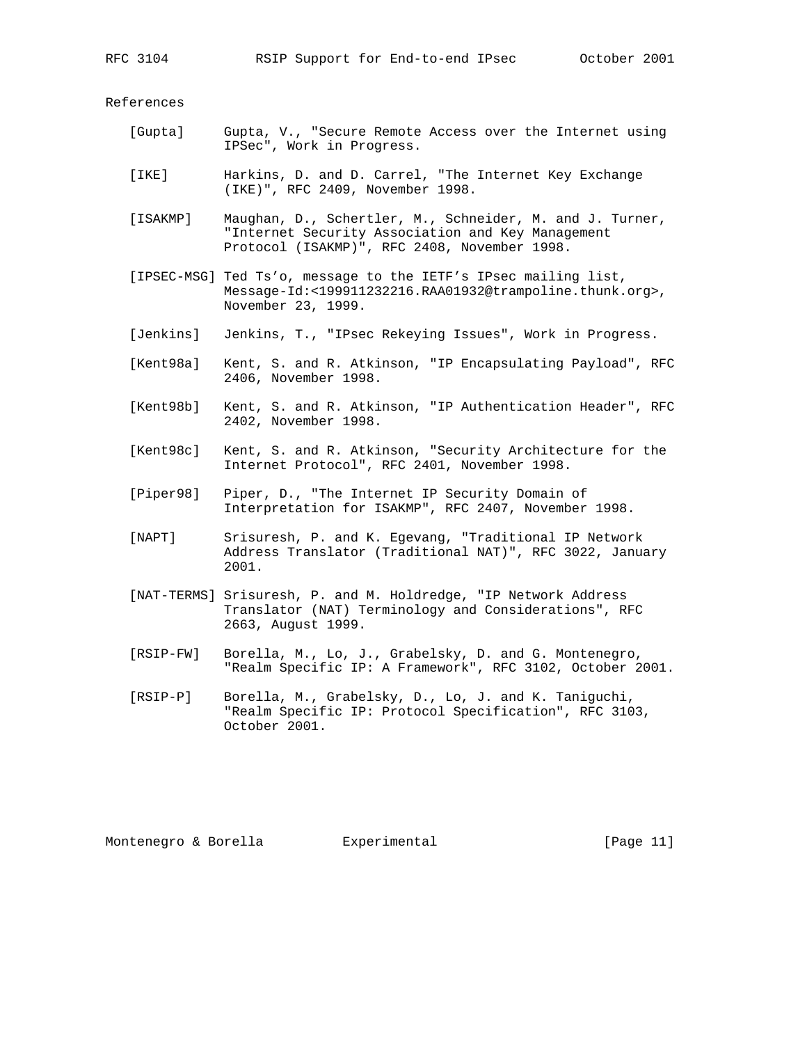## References

[Gupta] Gupta, V., "Secure Remote Access over the Internet using IPSec", Work in Progress.

[IKE] Harkins, D. and D. Carrel, "The Internet Key Exchange (IKE)", RFC 2409, November 1998.

[ISAKMP] Maughan, D., Schertler, M., Schneider, M. and J. Turner, "Internet Security Association and Key Management Protocol (ISAKMP)", RFC 2408, November 1998.

[IPSEC-MSG] Ted Ts'o, message to the IETF's IPsec mailing list, Message-Id:<199911232216.RAA01932@trampoline.thunk.org>, November 23, 1999.

[Jenkins] Jenkins, T., "IPsec Rekeying Issues", Work in Progress.

[Kent98a] Kent, S. and R. Atkinson, "IP Encapsulating Payload", RFC 2406, November 1998.

[Kent98b] Kent, S. and R. Atkinson, "IP Authentication Header", RFC 2402, November 1998.

[Kent98c] Kent, S. and R. Atkinson, "Security Architecture for the Internet Protocol", RFC 2401, November 1998.

[Piper98] Piper, D., "The Internet IP Security Domain of Interpretation for ISAKMP", RFC 2407, November 1998.

[NAPT] Srisuresh, P. and K. Egevang, "Traditional IP Network Address Translator (Traditional NAT)", RFC 3022, January 2001.

[NAT-TERMS] Srisuresh, P. and M. Holdredge, "IP Network Address Translator (NAT) Terminology and Considerations", RFC 2663, August 1999.

[RSIP-FW] Borella, M., Lo, J., Grabelsky, D. and G. Montenegro, "Realm Specific IP: A Framework", RFC 3102, October 2001.

[RSIP-P] Borella, M., Grabelsky, D., Lo, J. and K. Taniguchi, "Realm Specific IP: Protocol Specification", RFC 3103, October 2001.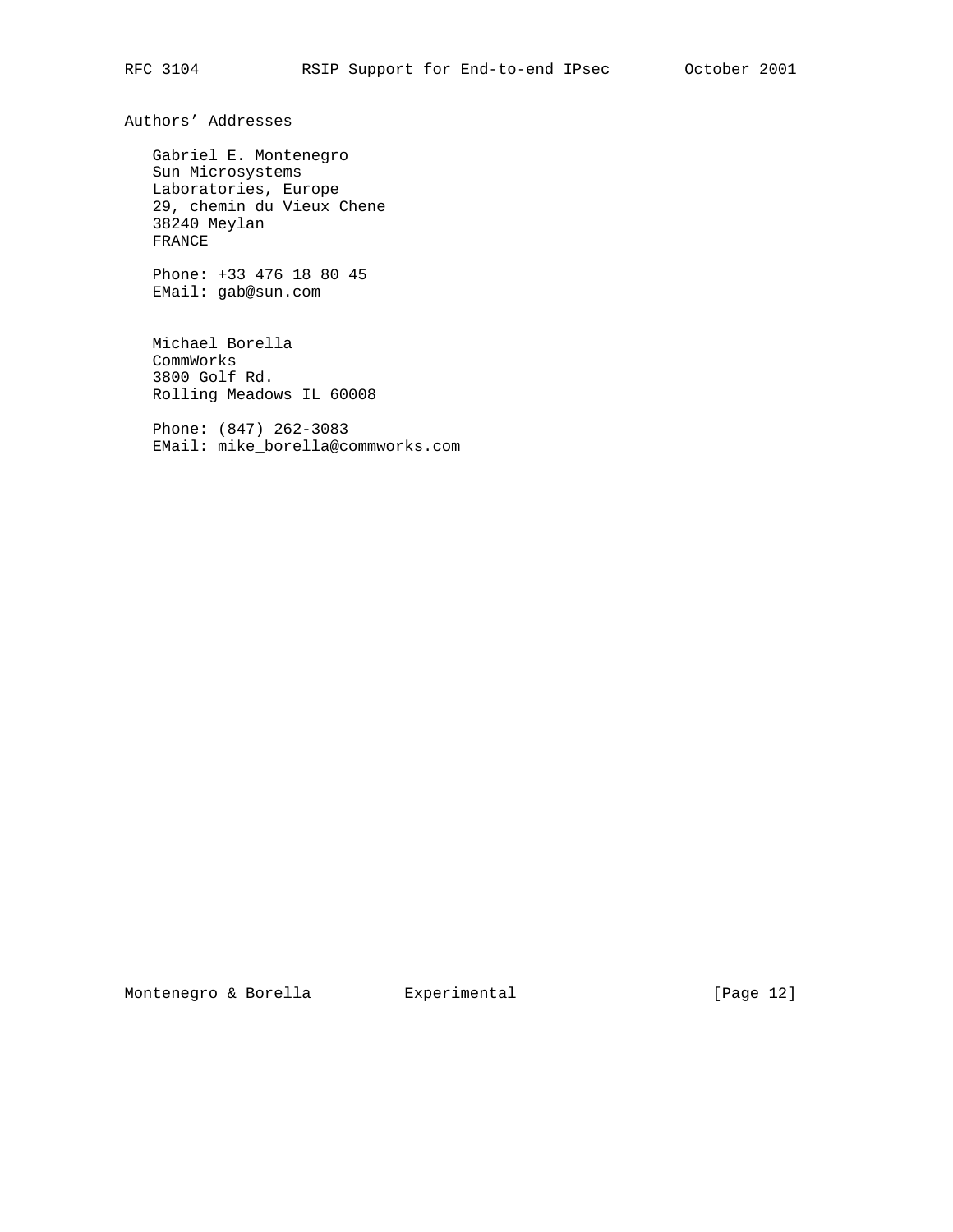## Authors' Addresses

Gabriel E. Montenegro
Sun Microsystems
Laboratories, Europe
29, chemin du Vieux Chene
38240 Meylan
FRANCE

Phone: +33 476 18 80 45
EMail: gab@sun.com

Michael Borella
CommWorks
3800 Golf Rd.
Rolling Meadows IL 60008

Phone: (847) 262-3083
EMail: mike_borella@commworks.com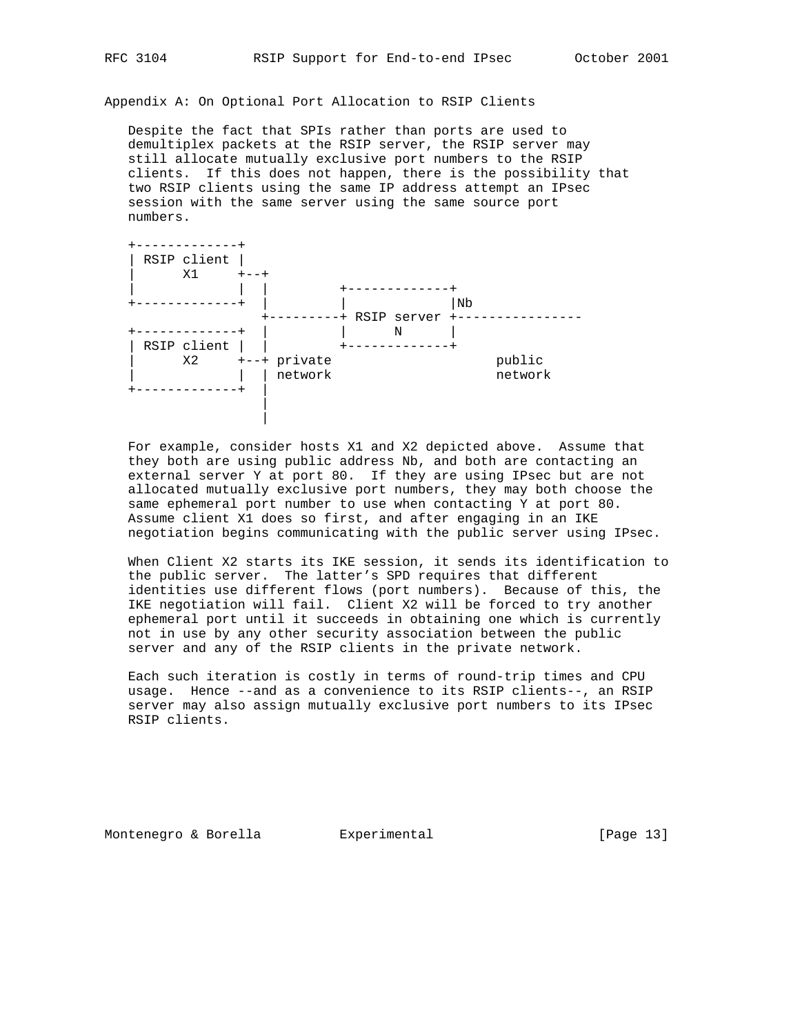## Appendix A: On Optional Port Allocation to RSIP Clients

Despite the fact that SPIs rather than ports are used to demultiplex packets at the RSIP server, the RSIP server may still allocate mutually exclusive port numbers to the RSIP clients. If this does not happen, there is the possibility that two RSIP clients using the same IP address attempt an IPsec session with the same server using the same source port numbers.

```
+-------------+
| RSIP client |
|      X1     +--+
|             |  |         +-------------+
+-------------+  |         |             |Nb
                 +---------+ RSIP server +----------------
+-------------+  |         |      N      |
| RSIP client |  |         +-------------+
|      X2     +--+ private                    public
|             |  | network                    network
+-------------+  |
                 |
                 |
```

For example, consider hosts X1 and X2 depicted above. Assume that they both are using public address Nb, and both are contacting an external server Y at port 80. If they are using IPsec but are not allocated mutually exclusive port numbers, they may both choose the same ephemeral port number to use when contacting Y at port 80. Assume client X1 does so first, and after engaging in an IKE negotiation begins communicating with the public server using IPsec.

When Client X2 starts its IKE session, it sends its identification to the public server. The latter's SPD requires that different identities use different flows (port numbers). Because of this, the IKE negotiation will fail. Client X2 will be forced to try another ephemeral port until it succeeds in obtaining one which is currently not in use by any other security association between the public server and any of the RSIP clients in the private network.

Each such iteration is costly in terms of round-trip times and CPU usage. Hence --and as a convenience to its RSIP clients--, an RSIP server may also assign mutually exclusive port numbers to its IPsec RSIP clients.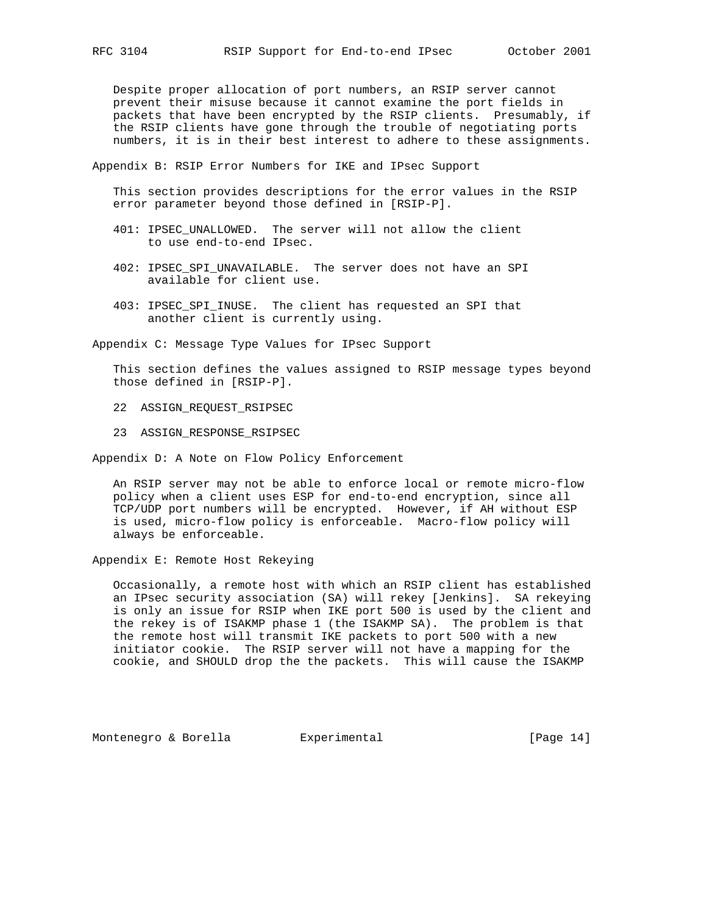Despite proper allocation of port numbers, an RSIP server cannot prevent their misuse because it cannot examine the port fields in packets that have been encrypted by the RSIP clients. Presumably, if the RSIP clients have gone through the trouble of negotiating ports numbers, it is in their best interest to adhere to these assignments.

## Appendix B: RSIP Error Numbers for IKE and IPsec Support

This section provides descriptions for the error values in the RSIP error parameter beyond those defined in [RSIP-P].

401: IPSEC_UNALLOWED. The server will not allow the client to use end-to-end IPsec.

402: IPSEC_SPI_UNAVAILABLE. The server does not have an SPI available for client use.

403: IPSEC_SPI_INUSE. The client has requested an SPI that another client is currently using.

## Appendix C: Message Type Values for IPsec Support

This section defines the values assigned to RSIP message types beyond those defined in [RSIP-P].

22 ASSIGN_REQUEST_RSIPSEC

23 ASSIGN_RESPONSE_RSIPSEC

## Appendix D: A Note on Flow Policy Enforcement

An RSIP server may not be able to enforce local or remote micro-flow policy when a client uses ESP for end-to-end encryption, since all TCP/UDP port numbers will be encrypted. However, if AH without ESP is used, micro-flow policy is enforceable. Macro-flow policy will always be enforceable.

## Appendix E: Remote Host Rekeying

Occasionally, a remote host with which an RSIP client has established an IPsec security association (SA) will rekey [Jenkins]. SA rekeying is only an issue for RSIP when IKE port 500 is used by the client and the rekey is of ISAKMP phase 1 (the ISAKMP SA). The problem is that the remote host will transmit IKE packets to port 500 with a new initiator cookie. The RSIP server will not have a mapping for the cookie, and SHOULD drop the the packets. This will cause the ISAKMP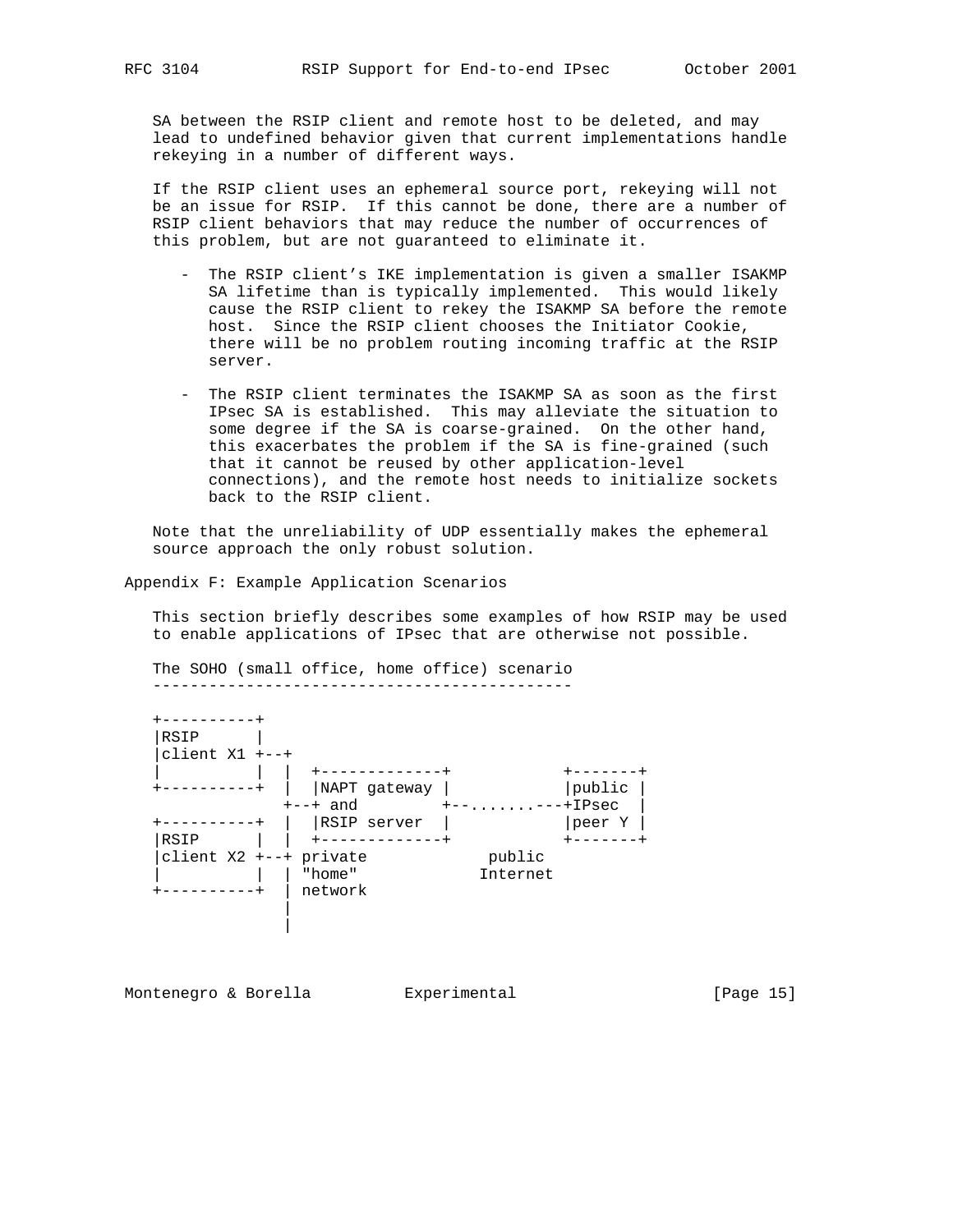SA between the RSIP client and remote host to be deleted, and may lead to undefined behavior given that current implementations handle rekeying in a number of different ways.

If the RSIP client uses an ephemeral source port, rekeying will not be an issue for RSIP. If this cannot be done, there are a number of RSIP client behaviors that may reduce the number of occurrences of this problem, but are not guaranteed to eliminate it.

- The RSIP client's IKE implementation is given a smaller ISAKMP SA lifetime than is typically implemented. This would likely cause the RSIP client to rekey the ISAKMP SA before the remote host. Since the RSIP client chooses the Initiator Cookie, there will be no problem routing incoming traffic at the RSIP server.

- The RSIP client terminates the ISAKMP SA as soon as the first IPsec SA is established. This may alleviate the situation to some degree if the SA is coarse-grained. On the other hand, this exacerbates the problem if the SA is fine-grained (such that it cannot be reused by other application-level connections), and the remote host needs to initialize sockets back to the RSIP client.

Note that the unreliability of UDP essentially makes the ephemeral source approach the only robust solution.

## Appendix F: Example Application Scenarios

This section briefly describes some examples of how RSIP may be used to enable applications of IPsec that are otherwise not possible.

### The SOHO (small office, home office) scenario

```
+----------+
|RSIP      |
|client X1 +--+
|          |  |  +-------------+            +-------+
+----------+  |  |NAPT gateway |            |public |
              +--+ and         +--.......---+IPsec  |
+----------+  |  |RSIP server  |            |peer Y |
|RSIP      |  |  +-------------+            +-------+
|client X2 +--+ private             public
|          |  | "home"             Internet
+----------+  | network
              |
              |
```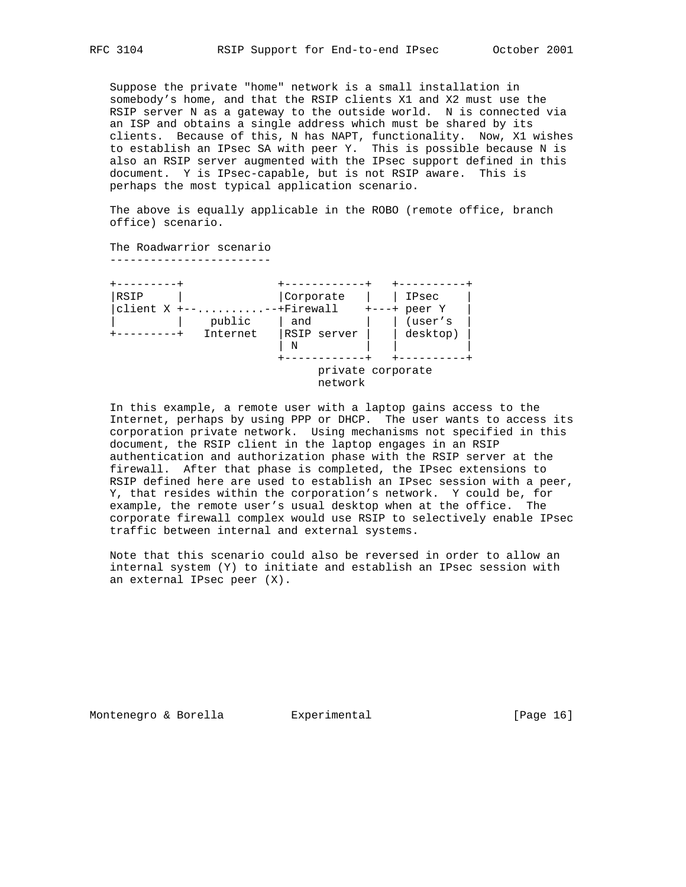Suppose the private "home" network is a small installation in somebody's home, and that the RSIP clients X1 and X2 must use the RSIP server N as a gateway to the outside world. N is connected via an ISP and obtains a single address which must be shared by its clients. Because of this, N has NAPT, functionality. Now, X1 wishes to establish an IPsec SA with peer Y. This is possible because N is also an RSIP server augmented with the IPsec support defined in this document. Y is IPsec-capable, but is not RSIP aware. This is perhaps the most typical application scenario.

The above is equally applicable in the ROBO (remote office, branch office) scenario.

### The Roadwarrior scenario

```
+---------+               +------------+   +----------+
|RSIP     |               |Corporate   |   | IPsec    |
|client X +--............--+Firewall    +---+ peer Y   |
|         |    public     | and        |   | (user's  |
+---------+   Internet    |RSIP server |   | desktop) |
                          | N          |   |          |
                          +------------+   +----------+
                               private corporate
                               network
```

In this example, a remote user with a laptop gains access to the Internet, perhaps by using PPP or DHCP. The user wants to access its corporation private network. Using mechanisms not specified in this document, the RSIP client in the laptop engages in an RSIP authentication and authorization phase with the RSIP server at the firewall. After that phase is completed, the IPsec extensions to RSIP defined here are used to establish an IPsec session with a peer, Y, that resides within the corporation's network. Y could be, for example, the remote user's usual desktop when at the office. The corporate firewall complex would use RSIP to selectively enable IPsec traffic between internal and external systems.

Note that this scenario could also be reversed in order to allow an internal system (Y) to initiate and establish an IPsec session with an external IPsec peer (X).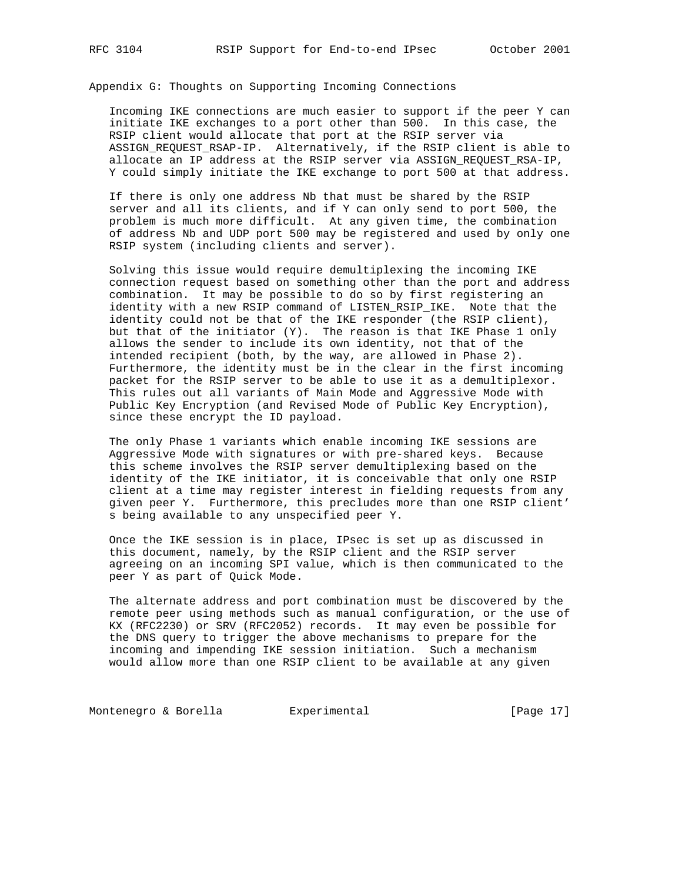## Appendix G: Thoughts on Supporting Incoming Connections

Incoming IKE connections are much easier to support if the peer Y can initiate IKE exchanges to a port other than 500. In this case, the RSIP client would allocate that port at the RSIP server via ASSIGN_REQUEST_RSAP-IP. Alternatively, if the RSIP client is able to allocate an IP address at the RSIP server via ASSIGN_REQUEST_RSA-IP, Y could simply initiate the IKE exchange to port 500 at that address.

If there is only one address Nb that must be shared by the RSIP server and all its clients, and if Y can only send to port 500, the problem is much more difficult. At any given time, the combination of address Nb and UDP port 500 may be registered and used by only one RSIP system (including clients and server).

Solving this issue would require demultiplexing the incoming IKE connection request based on something other than the port and address combination. It may be possible to do so by first registering an identity with a new RSIP command of LISTEN_RSIP_IKE. Note that the identity could not be that of the IKE responder (the RSIP client), but that of the initiator (Y). The reason is that IKE Phase 1 only allows the sender to include its own identity, not that of the intended recipient (both, by the way, are allowed in Phase 2). Furthermore, the identity must be in the clear in the first incoming packet for the RSIP server to be able to use it as a demultiplexor. This rules out all variants of Main Mode and Aggressive Mode with Public Key Encryption (and Revised Mode of Public Key Encryption), since these encrypt the ID payload.

The only Phase 1 variants which enable incoming IKE sessions are Aggressive Mode with signatures or with pre-shared keys. Because this scheme involves the RSIP server demultiplexing based on the identity of the IKE initiator, it is conceivable that only one RSIP client at a time may register interest in fielding requests from any given peer Y. Furthermore, this precludes more than one RSIP client's being available to any unspecified peer Y.

Once the IKE session is in place, IPsec is set up as discussed in this document, namely, by the RSIP client and the RSIP server agreeing on an incoming SPI value, which is then communicated to the peer Y as part of Quick Mode.

The alternate address and port combination must be discovered by the remote peer using methods such as manual configuration, or the use of KX (RFC2230) or SRV (RFC2052) records. It may even be possible for the DNS query to trigger the above mechanisms to prepare for the incoming and impending IKE session initiation. Such a mechanism would allow more than one RSIP client to be available at any given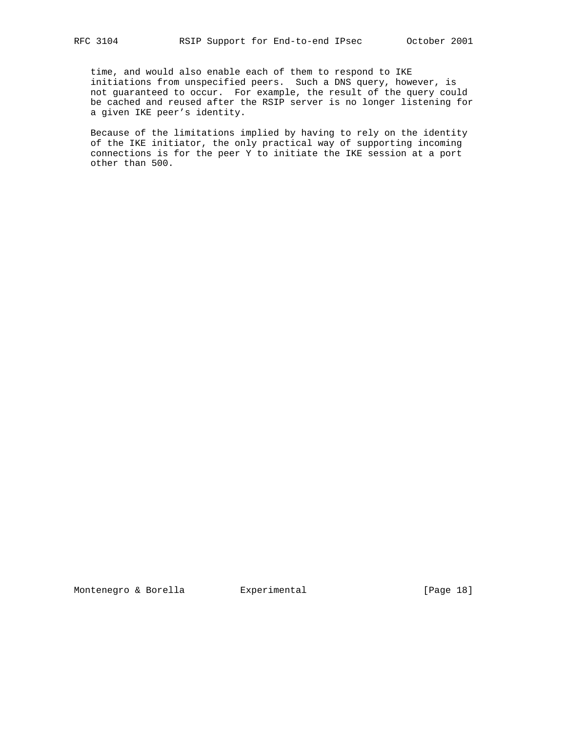time, and would also enable each of them to respond to IKE initiations from unspecified peers. Such a DNS query, however, is not guaranteed to occur. For example, the result of the query could be cached and reused after the RSIP server is no longer listening for a given IKE peer's identity.

Because of the limitations implied by having to rely on the identity of the IKE initiator, the only practical way of supporting incoming connections is for the peer Y to initiate the IKE session at a port other than 500.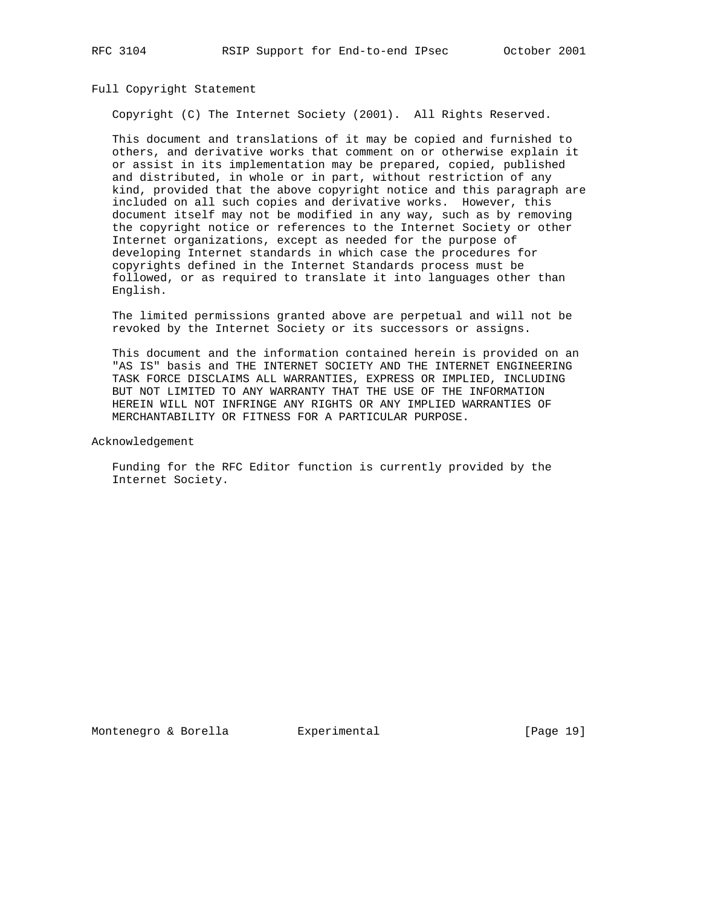## Full Copyright Statement

Copyright (C) The Internet Society (2001). All Rights Reserved.

This document and translations of it may be copied and furnished to others, and derivative works that comment on or otherwise explain it or assist in its implementation may be prepared, copied, published and distributed, in whole or in part, without restriction of any kind, provided that the above copyright notice and this paragraph are included on all such copies and derivative works. However, this document itself may not be modified in any way, such as by removing the copyright notice or references to the Internet Society or other Internet organizations, except as needed for the purpose of developing Internet standards in which case the procedures for copyrights defined in the Internet Standards process must be followed, or as required to translate it into languages other than English.

The limited permissions granted above are perpetual and will not be revoked by the Internet Society or its successors or assigns.

This document and the information contained herein is provided on an "AS IS" basis and THE INTERNET SOCIETY AND THE INTERNET ENGINEERING TASK FORCE DISCLAIMS ALL WARRANTIES, EXPRESS OR IMPLIED, INCLUDING BUT NOT LIMITED TO ANY WARRANTY THAT THE USE OF THE INFORMATION HEREIN WILL NOT INFRINGE ANY RIGHTS OR ANY IMPLIED WARRANTIES OF MERCHANTABILITY OR FITNESS FOR A PARTICULAR PURPOSE.

## Acknowledgement

Funding for the RFC Editor function is currently provided by the Internet Society.